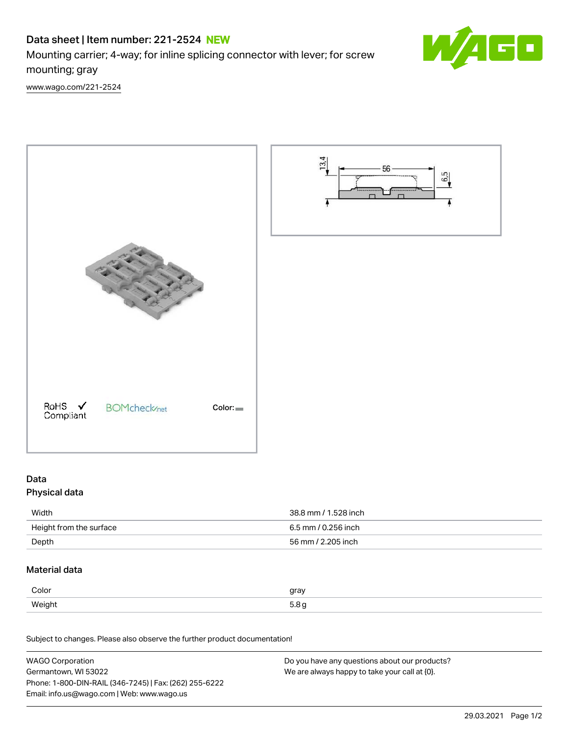# Data sheet | Item number: 221-2524 NEW

Mounting carrier; 4-way; for inline splicing connector with lever; for screw mounting; gray

www.wago.com/221-2524

RoHS Compliant ✓ BOMcheck.net Color:

## Data

### Physical data

| | |
|---|---|
| Width | 38.8 mm / 1.528 inch |
| Height from the surface | 6.5 mm / 0.256 inch |
| Depth | 56 mm / 2.205 inch |

### Material data

| | |
|---|---|
| Color | gray |
| Weight | 5.8 g |

Subject to changes. Please also observe the further product documentation!

WAGO Corporation
Germantown, WI 53022
Phone: 1-800-DIN-RAIL (346-7245) | Fax: (262) 255-6222
Email: info.us@wago.com | Web: www.wago.us

Do you have any questions about our products?
We are always happy to take your call at {0}.

29.03.2021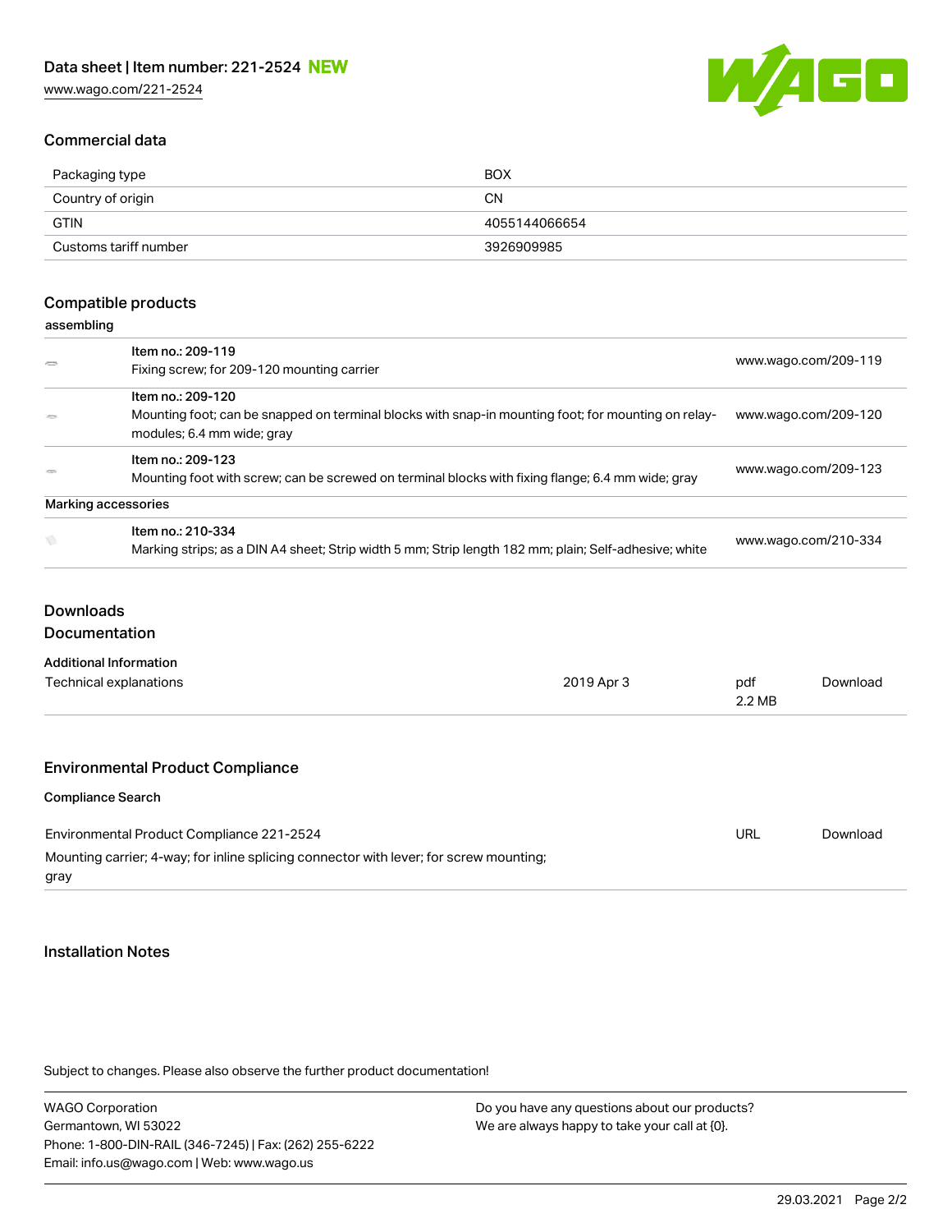Data sheet | Item number: 221-2524 **NEW**

www.wago.com/221-2524

## Commercial data

| | |
|---|---|
| Packaging type | BOX |
| Country of origin | CN |
| GTIN | 4055144066654 |
| Customs tariff number | 3926909985 |

## Compatible products

**assembling**

| | | |
|---|---|---|
| Item no.: 209-119<br>Fixing screw; for 209-120 mounting carrier | www.wago.com/209-119 |
| Item no.: 209-120<br>Mounting foot; can be snapped on terminal blocks with snap-in mounting foot; for mounting on relay-modules; 6.4 mm wide; gray | www.wago.com/209-120 |
| Item no.: 209-123<br>Mounting foot with screw; can be screwed on terminal blocks with fixing flange; 6.4 mm wide; gray | www.wago.com/209-123 |

**Marking accessories**

| | |
|---|---|
| Item no.: 210-334<br>Marking strips; as a DIN A4 sheet; Strip width 5 mm; Strip length 182 mm; plain; Self-adhesive; white | www.wago.com/210-334 |

## Downloads

### Documentation

**Additional Information**

| | | | |
|---|---|---|---|
| Technical explanations | 2019 Apr 3 | pdf<br>2.2 MB | Download |

## Environmental Product Compliance

**Compliance Search**

| | | |
|---|---|---|
| Environmental Product Compliance 221-2524<br>Mounting carrier; 4-way; for inline splicing connector with lever; for screw mounting; gray | URL | Download |

## Installation Notes

Subject to changes. Please also observe the further product documentation!

WAGO Corporation
Germantown, WI 53022
Phone: 1-800-DIN-RAIL (346-7245) | Fax: (262) 255-6222
Email: info.us@wago.com | Web: www.wago.us

Do you have any questions about our products?
We are always happy to take your call at {0}.

29.03.2021